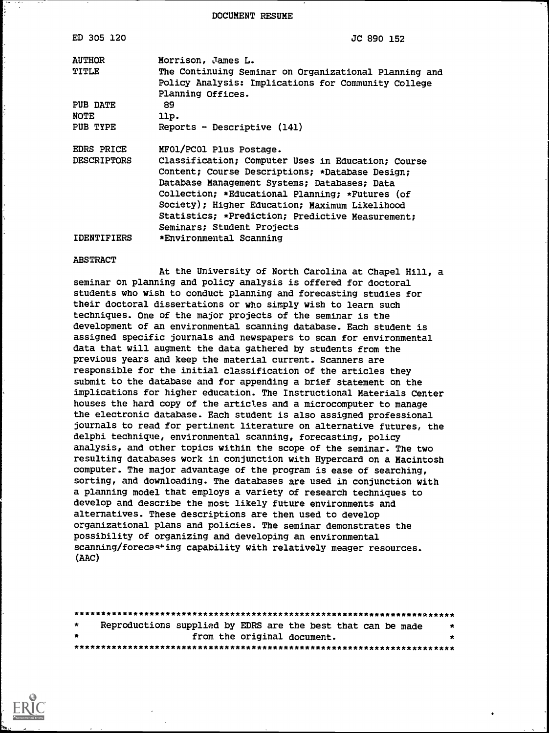DOCUMENT RESUME

| | |
|---|---|
| ED 305 120 | JC 890 152 |
| AUTHOR | Morrison, James L. |
| TITLE | The Continuing Seminar on Organizational Planning and Policy Analysis: Implications for Community College Planning Offices. |
| PUB DATE | 89 |
| NOTE | 11p. |
| PUB TYPE | Reports - Descriptive (141) |
| EDRS PRICE | MF01/PC01 Plus Postage. |
| DESCRIPTORS | Classification; Computer Uses in Education; Course Content; Course Descriptions; *Database Design; Database Management Systems; Databases; Data Collection; *Educational Planning; *Futures (of Society); Higher Education; Maximum Likelihood Statistics; *Prediction; Predictive Measurement; Seminars; Student Projects |
| IDENTIFIERS | *Environmental Scanning |

ABSTRACT

At the University of North Carolina at Chapel Hill, a seminar on planning and policy analysis is offered for doctoral students who wish to conduct planning and forecasting studies for their doctoral dissertations or who simply wish to learn such techniques. One of the major projects of the seminar is the development of an environmental scanning database. Each student is assigned specific journals and newspapers to scan for environmental data that will augment the data gathered by students from the previous years and keep the material current. Scanners are responsible for the initial classification of the articles they submit to the database and for appending a brief statement on the implications for higher education. The Instructional Materials Center houses the hard copy of the articles and a microcomputer to manage the electronic database. Each student is also assigned professional journals to read for pertinent literature on alternative futures, the delphi technique, environmental scanning, forecasting, policy analysis, and other topics within the scope of the seminar. The two resulting databases work in conjunction with Hypercard on a Macintosh computer. The major advantage of the program is ease of searching, sorting, and downloading. The databases are used in conjunction with a planning model that employs a variety of research techniques to develop and describe the most likely future environments and alternatives. These descriptions are then used to develop organizational plans and policies. The seminar demonstrates the possibility of organizing and developing an environmental scanning/forecasting capability with relatively meager resources. (AAC)

***********************************************************************
* Reproductions supplied by EDRS are the best that can be made *
* from the original document. *
***********************************************************************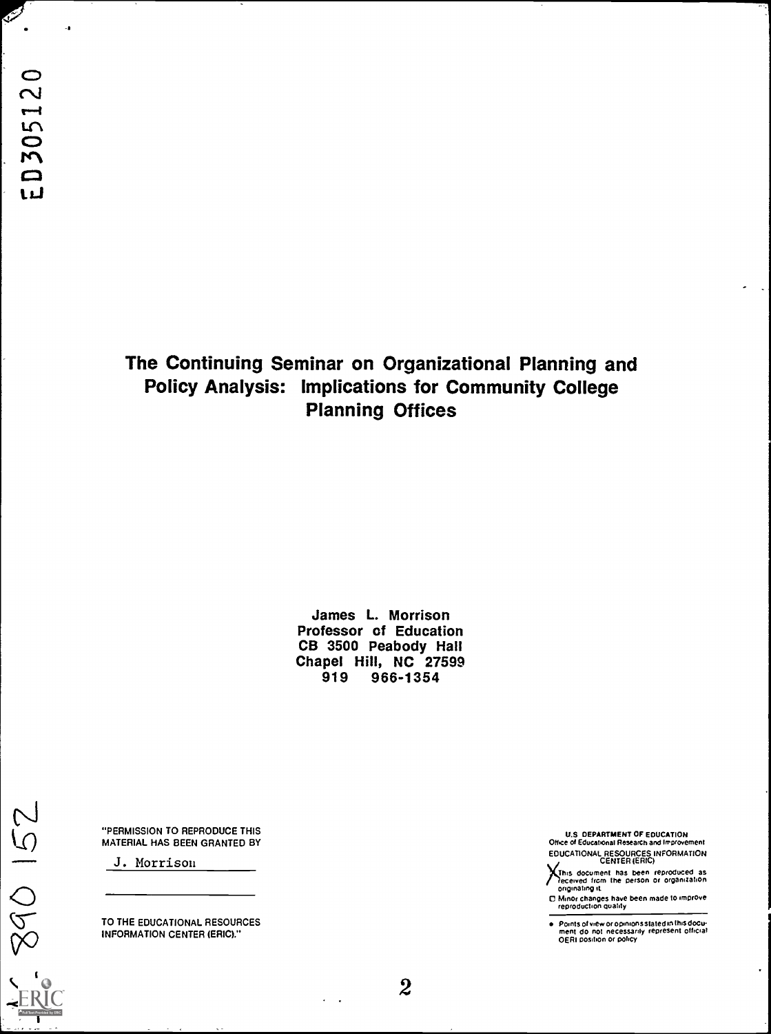# The Continuing Seminar on Organizational Planning and Policy Analysis: Implications for Community College Planning Offices

James L. Morrison
Professor of Education
CB 3500 Peabody Hall
Chapel Hill, NC 27599
919 966-1354

"PERMISSION TO REPRODUCE THIS MATERIAL HAS BEEN GRANTED BY

J. Morrison

TO THE EDUCATIONAL RESOURCES INFORMATION CENTER (ERIC)."

U.S. DEPARTMENT OF EDUCATION
Office of Educational Research and Improvement
EDUCATIONAL RESOURCES INFORMATION CENTER (ERIC)

- [X] This document has been reproduced as received from the person or organization originating it.
- [ ] Minor changes have been made to improve reproduction quality

- Points of view or opinions stated in this document do not necessarily represent official OERI position or policy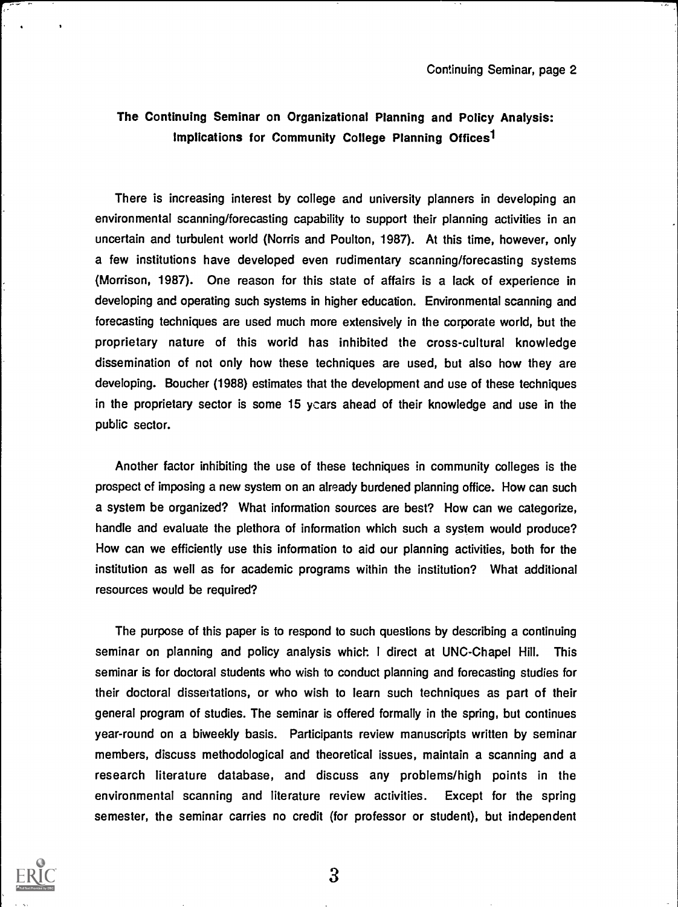## The Continuing Seminar on Organizational Planning and Policy Analysis: Implications for Community College Planning Offices[1]

There is increasing interest by college and university planners in developing an environmental scanning/forecasting capability to support their planning activities in an uncertain and turbulent world (Norris and Poulton, 1987). At this time, however, only a few institutions have developed even rudimentary scanning/forecasting systems (Morrison, 1987). One reason for this state of affairs is a lack of experience in developing and operating such systems in higher education. Environmental scanning and forecasting techniques are used much more extensively in the corporate world, but the proprietary nature of this world has inhibited the cross-cultural knowledge dissemination of not only how these techniques are used, but also how they are developing. Boucher (1988) estimates that the development and use of these techniques in the proprietary sector is some 15 years ahead of their knowledge and use in the public sector.

Another factor inhibiting the use of these techniques in community colleges is the prospect of imposing a new system on an already burdened planning office. How can such a system be organized? What information sources are best? How can we categorize, handle and evaluate the plethora of information which such a system would produce? How can we efficiently use this information to aid our planning activities, both for the institution as well as for academic programs within the institution? What additional resources would be required?

The purpose of this paper is to respond to such questions by describing a continuing seminar on planning and policy analysis which I direct at UNC-Chapel Hill. This seminar is for doctoral students who wish to conduct planning and forecasting studies for their doctoral dissertations, or who wish to learn such techniques as part of their general program of studies. The seminar is offered formally in the spring, but continues year-round on a biweekly basis. Participants review manuscripts written by seminar members, discuss methodological and theoretical issues, maintain a scanning and a research literature database, and discuss any problems/high points in the environmental scanning and literature review activities. Except for the spring semester, the seminar carries no credit (for professor or student), but independent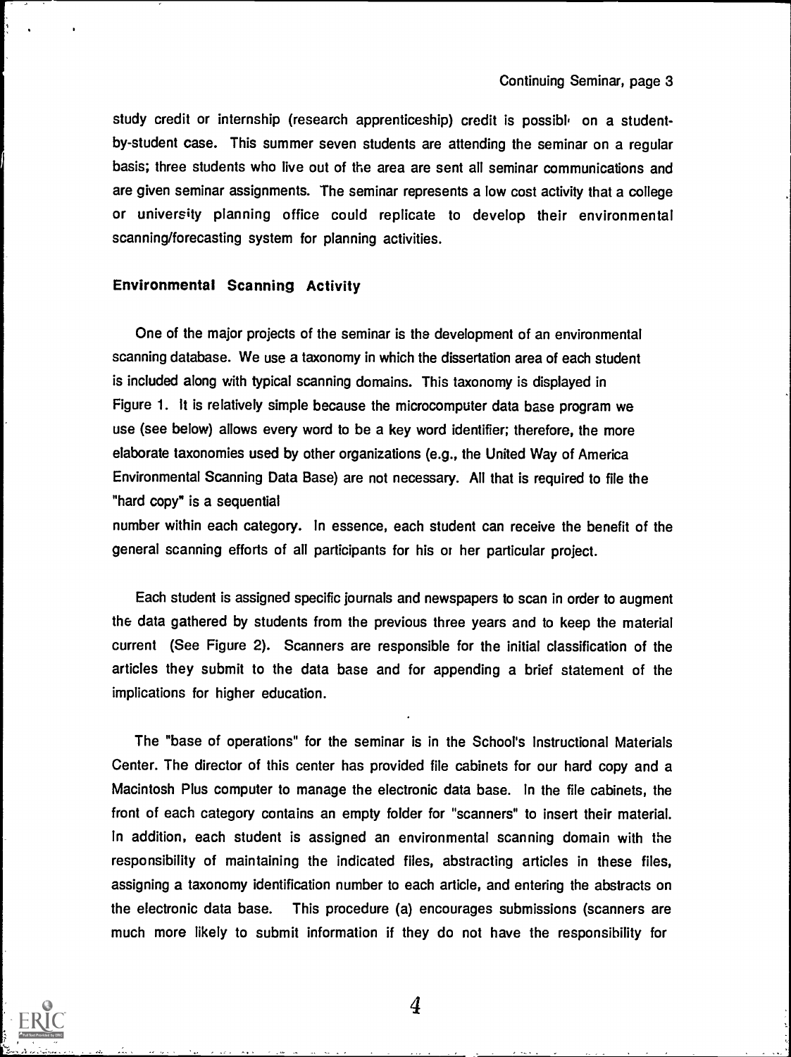study credit or internship (research apprenticeship) credit is possibl· on a student-by-student case. This summer seven students are attending the seminar on a regular basis; three students who live out of the area are sent all seminar communications and are given seminar assignments. The seminar represents a low cost activity that a college or university planning office could replicate to develop their environmental scanning/forecasting system for planning activities.

## Environmental Scanning Activity

One of the major projects of the seminar is the development of an environmental scanning database. We use a taxonomy in which the dissertation area of each student is included along with typical scanning domains. This taxonomy is displayed in Figure 1. It is relatively simple because the microcomputer data base program we use (see below) allows every word to be a key word identifier; therefore, the more elaborate taxonomies used by other organizations (e.g., the United Way of America Environmental Scanning Data Base) are not necessary. All that is required to file the "hard copy" is a sequential number within each category. In essence, each student can receive the benefit of the general scanning efforts of all participants for his or her particular project.

Each student is assigned specific journals and newspapers to scan in order to augment the data gathered by students from the previous three years and to keep the material current (See Figure 2). Scanners are responsible for the initial classification of the articles they submit to the data base and for appending a brief statement of the implications for higher education.

The "base of operations" for the seminar is in the School's Instructional Materials Center. The director of this center has provided file cabinets for our hard copy and a Macintosh Plus computer to manage the electronic data base. In the file cabinets, the front of each category contains an empty folder for "scanners" to insert their material. In addition, each student is assigned an environmental scanning domain with the responsibility of maintaining the indicated files, abstracting articles in these files, assigning a taxonomy identification number to each article, and entering the abstracts on the electronic data base. This procedure (a) encourages submissions (scanners are much more likely to submit information if they do not have the responsibility for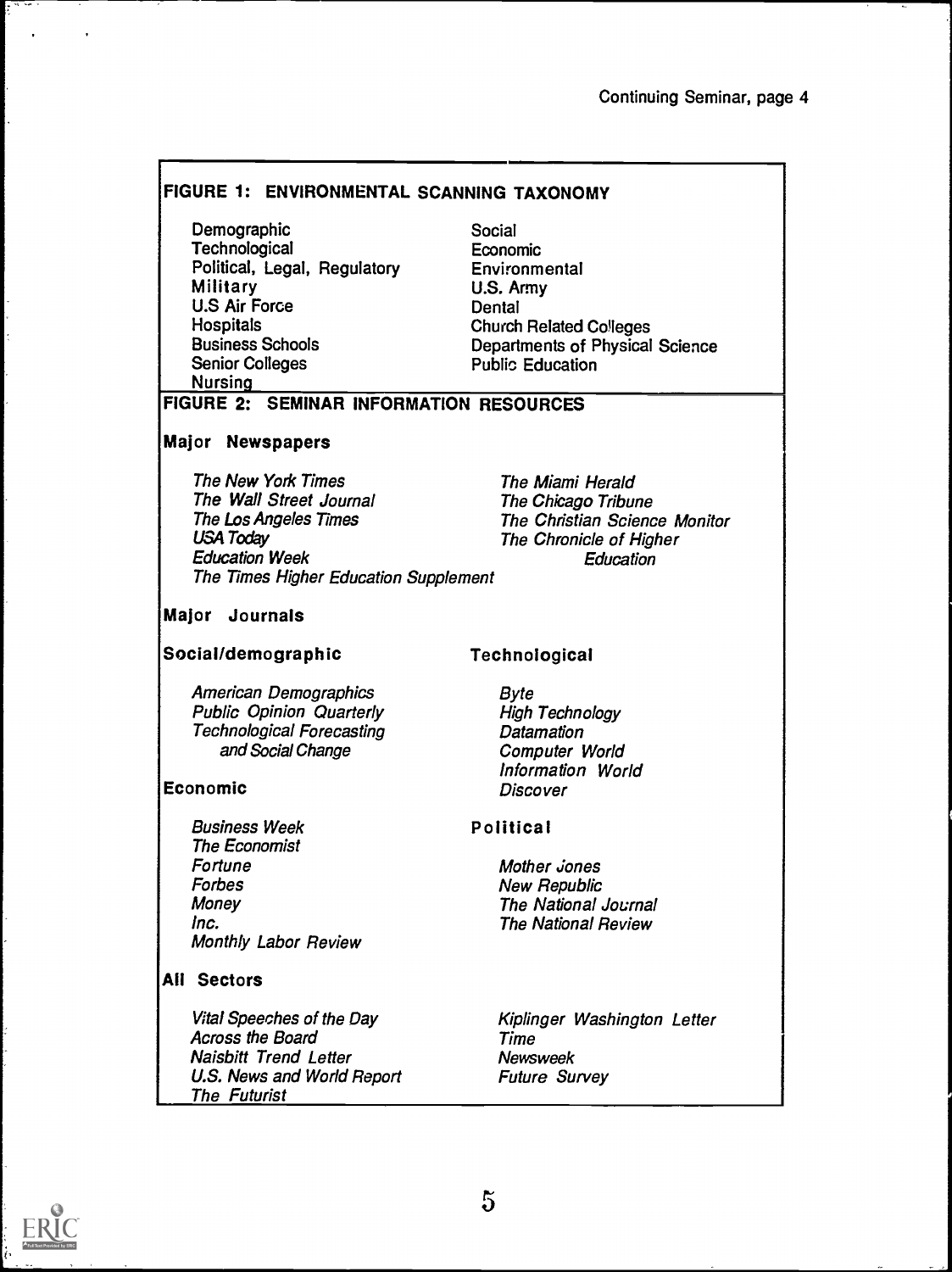## FIGURE 1: ENVIRONMENTAL SCANNING TAXONOMY

- Demographic
- Technological
- Political, Legal, Regulatory
- Military
- U.S Air Force
- Hospitals
- Business Schools
- Senior Colleges
- Nursing
- Social
- Economic
- Environmental
- U.S. Army
- Dental
- Church Related Colleges
- Departments of Physical Science
- Public Education

## FIGURE 2: SEMINAR INFORMATION RESOURCES

### Major Newspapers

- *The New York Times*
- *The Wall Street Journal*
- *The Los Angeles Times*
- *USA Today*
- *Education Week*
- *The Times Higher Education Supplement*
- *The Miami Herald*
- *The Chicago Tribune*
- *The Christian Science Monitor*
- *The Chronicle of Higher Education*

### Major Journals

#### Social/demographic

- *American Demographics*
- *Public Opinion Quarterly*
- *Technological Forecasting and Social Change*

#### Economic

- *Business Week*
- *The Economist*
- *Fortune*
- *Forbes*
- *Money*
- *Inc.*
- *Monthly Labor Review*

#### Technological

- *Byte*
- *High Technology*
- *Datamation*
- *Computer World*
- *Information World*
- *Discover*

#### Political

- *Mother Jones*
- *New Republic*
- *The National Journal*
- *The National Review*

### All Sectors

- *Vital Speeches of the Day*
- *Across the Board*
- *Naisbitt Trend Letter*
- *U.S. News and World Report*
- *The Futurist*
- *Kiplinger Washington Letter*
- *Time*
- *Newsweek*
- *Future Survey*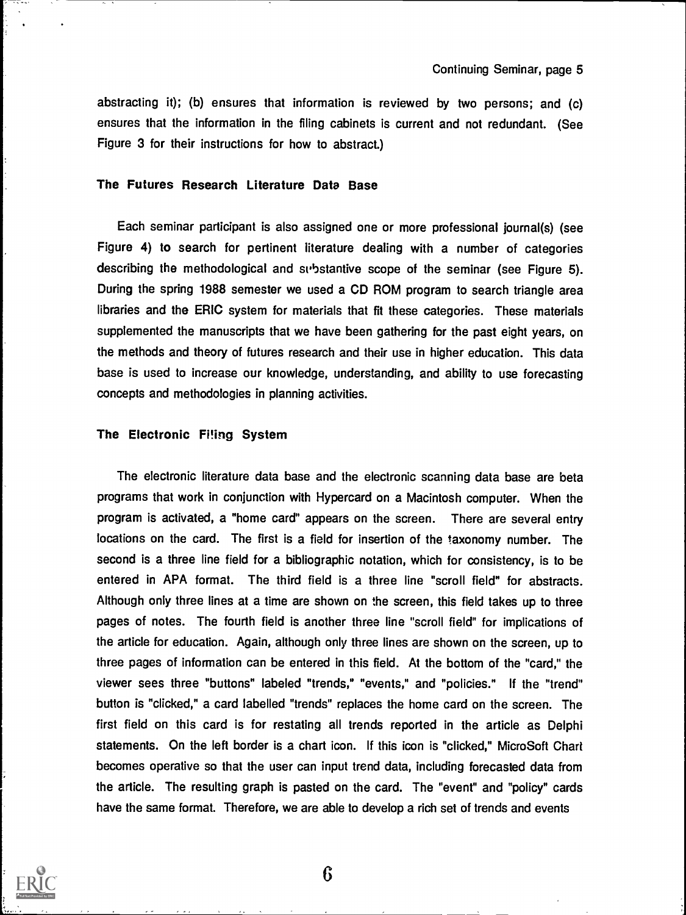abstracting it); (b) ensures that information is reviewed by two persons; and (c) ensures that the information in the filing cabinets is current and not redundant. (See Figure 3 for their instructions for how to abstract.)

### The Futures Research Literature Data Base

Each seminar participant is also assigned one or more professional journal(s) (see Figure 4) to search for pertinent literature dealing with a number of categories describing the methodological and substantive scope of the seminar (see Figure 5). During the spring 1988 semester we used a CD ROM program to search triangle area libraries and the ERIC system for materials that fit these categories. These materials supplemented the manuscripts that we have been gathering for the past eight years, on the methods and theory of futures research and their use in higher education. This data base is used to increase our knowledge, understanding, and ability to use forecasting concepts and methodologies in planning activities.

### The Electronic Filing System

The electronic literature data base and the electronic scanning data base are beta programs that work in conjunction with Hypercard on a Macintosh computer. When the program is activated, a "home card" appears on the screen. There are several entry locations on the card. The first is a field for insertion of the taxonomy number. The second is a three line field for a bibliographic notation, which for consistency, is to be entered in APA format. The third field is a three line "scroll field" for abstracts. Although only three lines at a time are shown on the screen, this field takes up to three pages of notes. The fourth field is another three line "scroll field" for implications of the article for education. Again, although only three lines are shown on the screen, up to three pages of information can be entered in this field. At the bottom of the "card," the viewer sees three "buttons" labeled "trends," "events," and "policies." If the "trend" button is "clicked," a card labelled "trends" replaces the home card on the screen. The first field on this card is for restating all trends reported in the article as Delphi statements. On the left border is a chart icon. If this icon is "clicked," MicroSoft Chart becomes operative so that the user can input trend data, including forecasted data from the article. The resulting graph is pasted on the card. The "event" and "policy" cards have the same format. Therefore, we are able to develop a rich set of trends and events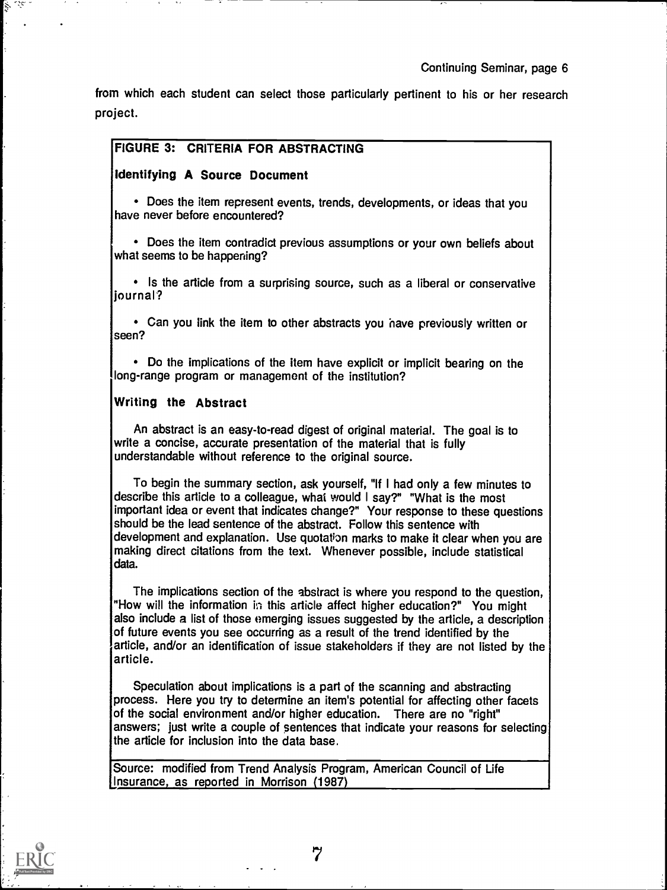from which each student can select those particularly pertinent to his or her research project.

**FIGURE 3: CRITERIA FOR ABSTRACTING**

**Identifying A Source Document**

- Does the item represent events, trends, developments, or ideas that you have never before encountered?

- Does the item contradict previous assumptions or your own beliefs about what seems to be happening?

- Is the article from a surprising source, such as a liberal or conservative journal?

- Can you link the item to other abstracts you have previously written or seen?

- Do the implications of the item have explicit or implicit bearing on the long-range program or management of the institution?

**Writing the Abstract**

An abstract is an easy-to-read digest of original material. The goal is to write a concise, accurate presentation of the material that is fully understandable without reference to the original source.

To begin the summary section, ask yourself, "If I had only a few minutes to describe this article to a colleague, what would I say?" "What is the most important idea or event that indicates change?" Your response to these questions should be the lead sentence of the abstract. Follow this sentence with development and explanation. Use quotation marks to make it clear when you are making direct citations from the text. Whenever possible, include statistical data.

The implications section of the abstract is where you respond to the question, "How will the information in this article affect higher education?" You might also include a list of those emerging issues suggested by the article, a description of future events you see occurring as a result of the trend identified by the article, and/or an identification of issue stakeholders if they are not listed by the article.

Speculation about implications is a part of the scanning and abstracting process. Here you try to determine an item's potential for affecting other facets of the social environment and/or higher education. There are no "right" answers; just write a couple of sentences that indicate your reasons for selecting the article for inclusion into the data base.

Source: modified from Trend Analysis Program, American Council of Life Insurance, as reported in Morrison (1987)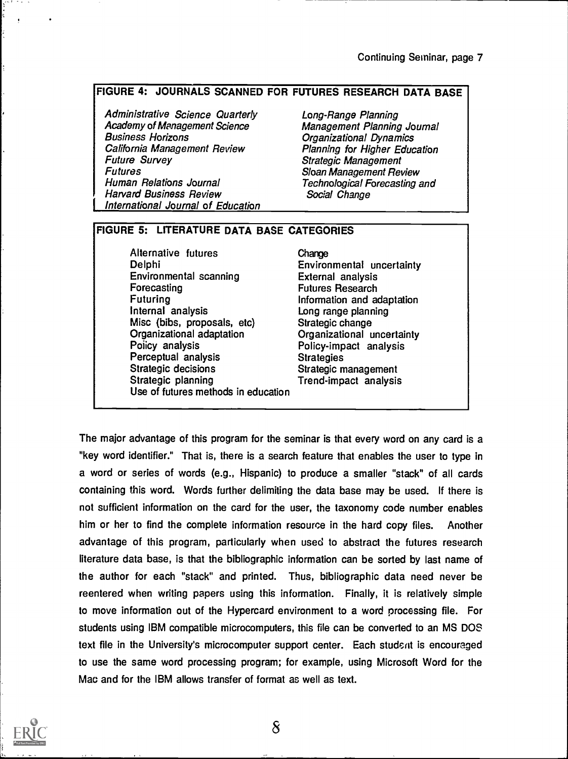**FIGURE 4: JOURNALS SCANNED FOR FUTURES RESEARCH DATA BASE**

*Administrative Science Quarterly*
*Academy of Management Science*
*Business Horizons*
*California Management Review*
*Future Survey*
*Futures*
*Human Relations Journal*
*Harvard Business Review*
*International Journal of Education*
*Long-Range Planning*
*Management Planning Journal*
*Organizational Dynamics*
*Planning for Higher Education*
*Strategic Management*
*Sloan Management Review*
*Technological Forecasting and Social Change*

**FIGURE 5: LITERATURE DATA BASE CATEGORIES**

Alternative futures
Delphi
Environmental scanning
Forecasting
Futuring
Internal analysis
Misc (bibs, proposals, etc)
Organizational adaptation
Policy analysis
Perceptual analysis
Strategic decisions
Strategic planning
Use of futures methods in education
Change
Environmental uncertainty
External analysis
Futures Research
Information and adaptation
Long range planning
Strategic change
Organizational uncertainty
Policy-impact analysis
Strategies
Strategic management
Trend-impact analysis

The major advantage of this program for the seminar is that every word on any card is a "key word identifier." That is, there is a search feature that enables the user to type in a word or series of words (e.g., Hispanic) to produce a smaller "stack" of all cards containing this word. Words further delimiting the data base may be used. If there is not sufficient information on the card for the user, the taxonomy code number enables him or her to find the complete information resource in the hard copy files. Another advantage of this program, particularly when used to abstract the futures research literature data base, is that the bibliographic information can be sorted by last name of the author for each "stack" and printed. Thus, bibliographic data need never be reentered when writing papers using this information. Finally, it is relatively simple to move information out of the Hypercard environment to a word processing file. For students using IBM compatible microcomputers, this file can be converted to an MS DOS text file in the University's microcomputer support center. Each student is encouraged to use the same word processing program; for example, using Microsoft Word for the Mac and for the IBM allows transfer of format as well as text.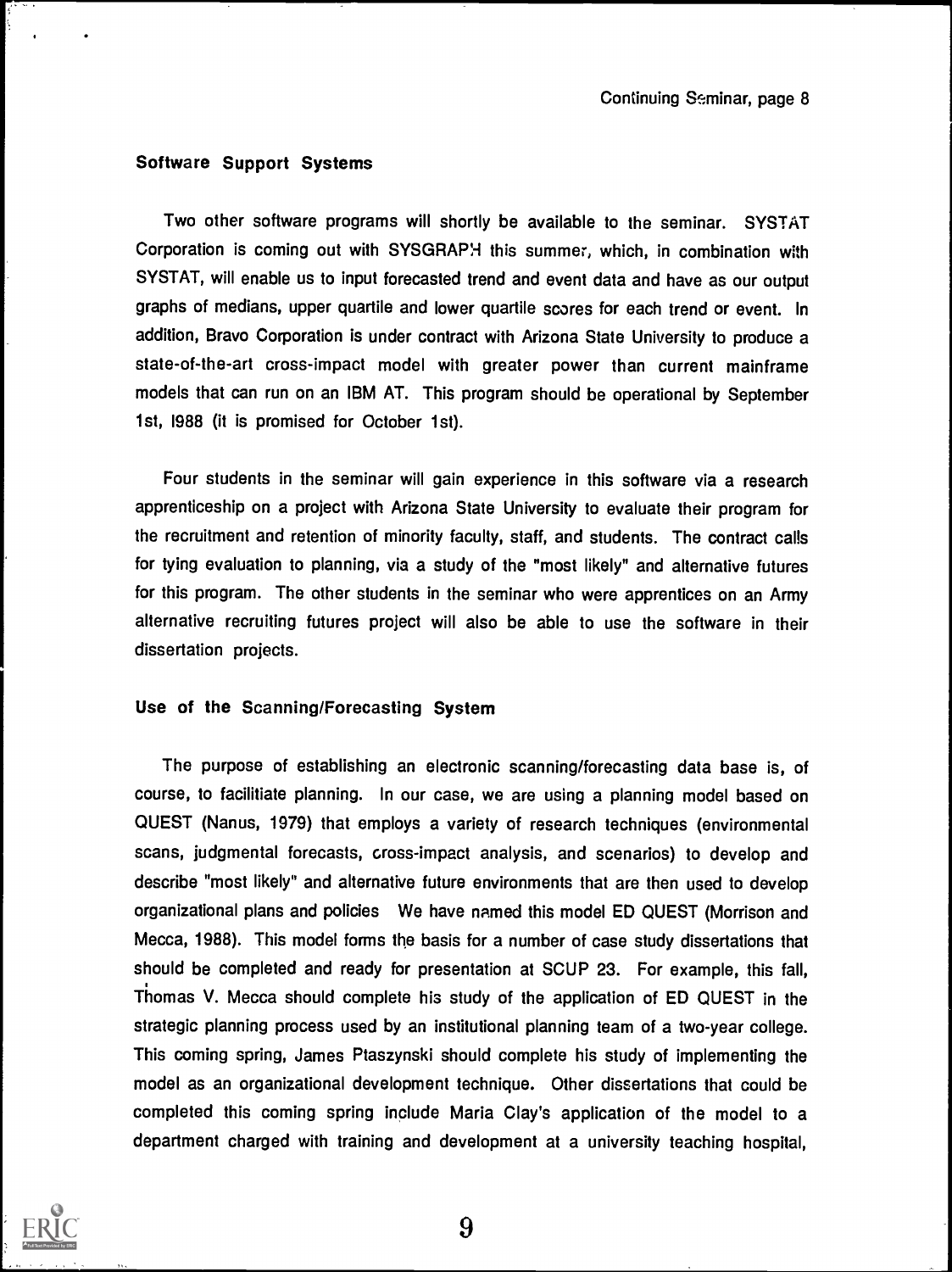### Software Support Systems

Two other software programs will shortly be available to the seminar. SYSTAT Corporation is coming out with SYSGRAPH this summer, which, in combination with SYSTAT, will enable us to input forecasted trend and event data and have as our output graphs of medians, upper quartile and lower quartile scores for each trend or event. In addition, Bravo Corporation is under contract with Arizona State University to produce a state-of-the-art cross-impact model with greater power than current mainframe models that can run on an IBM AT. This program should be operational by September 1st, 1988 (it is promised for October 1st).

Four students in the seminar will gain experience in this software via a research apprenticeship on a project with Arizona State University to evaluate their program for the recruitment and retention of minority faculty, staff, and students. The contract calls for tying evaluation to planning, via a study of the "most likely" and alternative futures for this program. The other students in the seminar who were apprentices on an Army alternative recruiting futures project will also be able to use the software in their dissertation projects.

### Use of the Scanning/Forecasting System

The purpose of establishing an electronic scanning/forecasting data base is, of course, to facilitiate planning. In our case, we are using a planning model based on QUEST (Nanus, 1979) that employs a variety of research techniques (environmental scans, judgmental forecasts, cross-impact analysis, and scenarios) to develop and describe "most likely" and alternative future environments that are then used to develop organizational plans and policies We have named this model ED QUEST (Morrison and Mecca, 1988). This model forms the basis for a number of case study dissertations that should be completed and ready for presentation at SCUP 23. For example, this fall, Thomas V. Mecca should complete his study of the application of ED QUEST in the strategic planning process used by an institutional planning team of a two-year college. This coming spring, James Ptaszynski should complete his study of implementing the model as an organizational development technique. Other dissertations that could be completed this coming spring include Maria Clay's application of the model to a department charged with training and development at a university teaching hospital,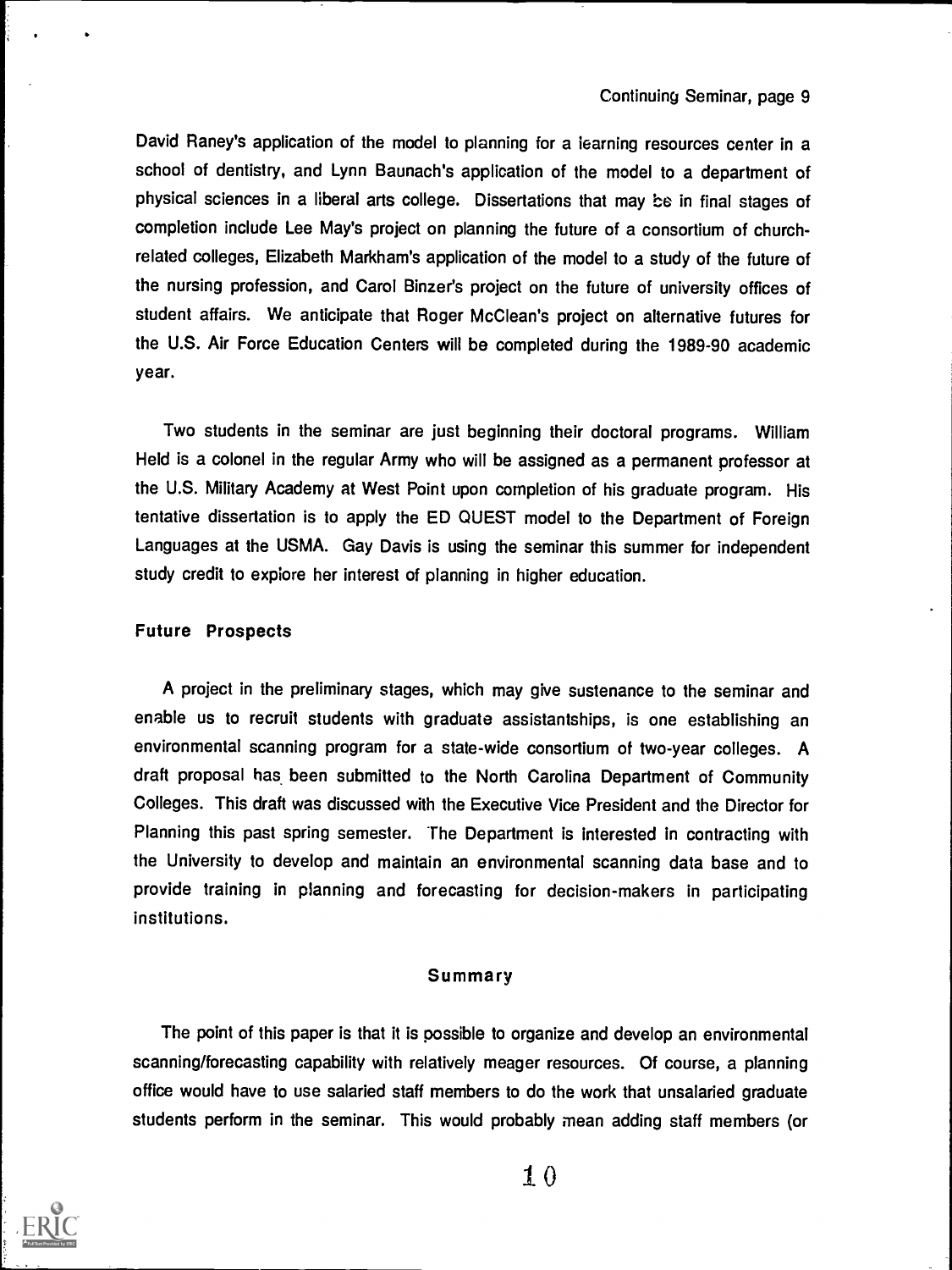David Raney's application of the model to planning for a learning resources center in a school of dentistry, and Lynn Baunach's application of the model to a department of physical sciences in a liberal arts college. Dissertations that may be in final stages of completion include Lee May's project on planning the future of a consortium of church-related colleges, Elizabeth Markham's application of the model to a study of the future of the nursing profession, and Carol Binzer's project on the future of university offices of student affairs. We anticipate that Roger McClean's project on alternative futures for the U.S. Air Force Education Centers will be completed during the 1989-90 academic year.

Two students in the seminar are just beginning their doctoral programs. William Held is a colonel in the regular Army who will be assigned as a permanent professor at the U.S. Military Academy at West Point upon completion of his graduate program. His tentative dissertation is to apply the ED QUEST model to the Department of Foreign Languages at the USMA. Gay Davis is using the seminar this summer for independent study credit to explore her interest of planning in higher education.

### Future Prospects

A project in the preliminary stages, which may give sustenance to the seminar and enable us to recruit students with graduate assistantships, is one establishing an environmental scanning program for a state-wide consortium of two-year colleges. A draft proposal has been submitted to the North Carolina Department of Community Colleges. This draft was discussed with the Executive Vice President and the Director for Planning this past spring semester. The Department is interested in contracting with the University to develop and maintain an environmental scanning data base and to provide training in planning and forecasting for decision-makers in participating institutions.

## Summary

The point of this paper is that it is possible to organize and develop an environmental scanning/forecasting capability with relatively meager resources. Of course, a planning office would have to use salaried staff members to do the work that unsalaried graduate students perform in the seminar. This would probably mean adding staff members (or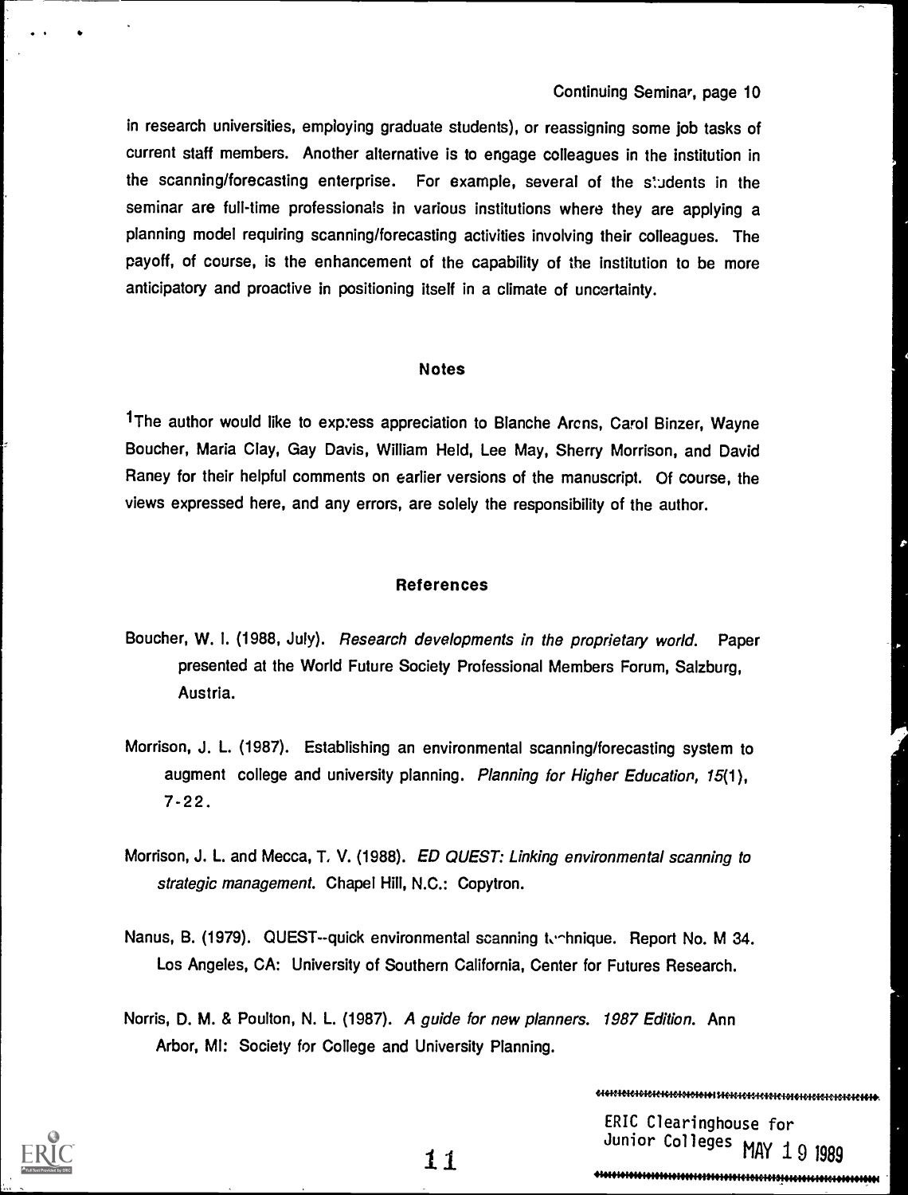in research universities, employing graduate students), or reassigning some job tasks of current staff members. Another alternative is to engage colleagues in the institution in the scanning/forecasting enterprise. For example, several of the students in the seminar are full-time professionals in various institutions where they are applying a planning model requiring scanning/forecasting activities involving their colleagues. The payoff, of course, is the enhancement of the capability of the institution to be more anticipatory and proactive in positioning itself in a climate of uncertainty.

## Notes

[1]The author would like to express appreciation to Blanche Arons, Carol Binzer, Wayne Boucher, Maria Clay, Gay Davis, William Held, Lee May, Sherry Morrison, and David Raney for their helpful comments on earlier versions of the manuscript. Of course, the views expressed here, and any errors, are solely the responsibility of the author.

## References

Boucher, W. I. (1988, July). *Research developments in the proprietary world.* Paper presented at the World Future Society Professional Members Forum, Salzburg, Austria.

Morrison, J. L. (1987). Establishing an environmental scanning/forecasting system to augment college and university planning. *Planning for Higher Education, 15*(1), 7-22.

Morrison, J. L. and Mecca, T. V. (1988). *ED QUEST: Linking environmental scanning to strategic management.* Chapel Hill, N.C.: Copytron.

Nanus, B. (1979). QUEST--quick environmental scanning technique. Report No. M 34. Los Angeles, CA: University of Southern California, Center for Futures Research.

Norris, D. M. & Poulton, N. L. (1987). *A guide for new planners. 1987 Edition.* Ann Arbor, MI: Society for College and University Planning.

ERIC Clearinghouse for Junior Colleges MAY 19 1989